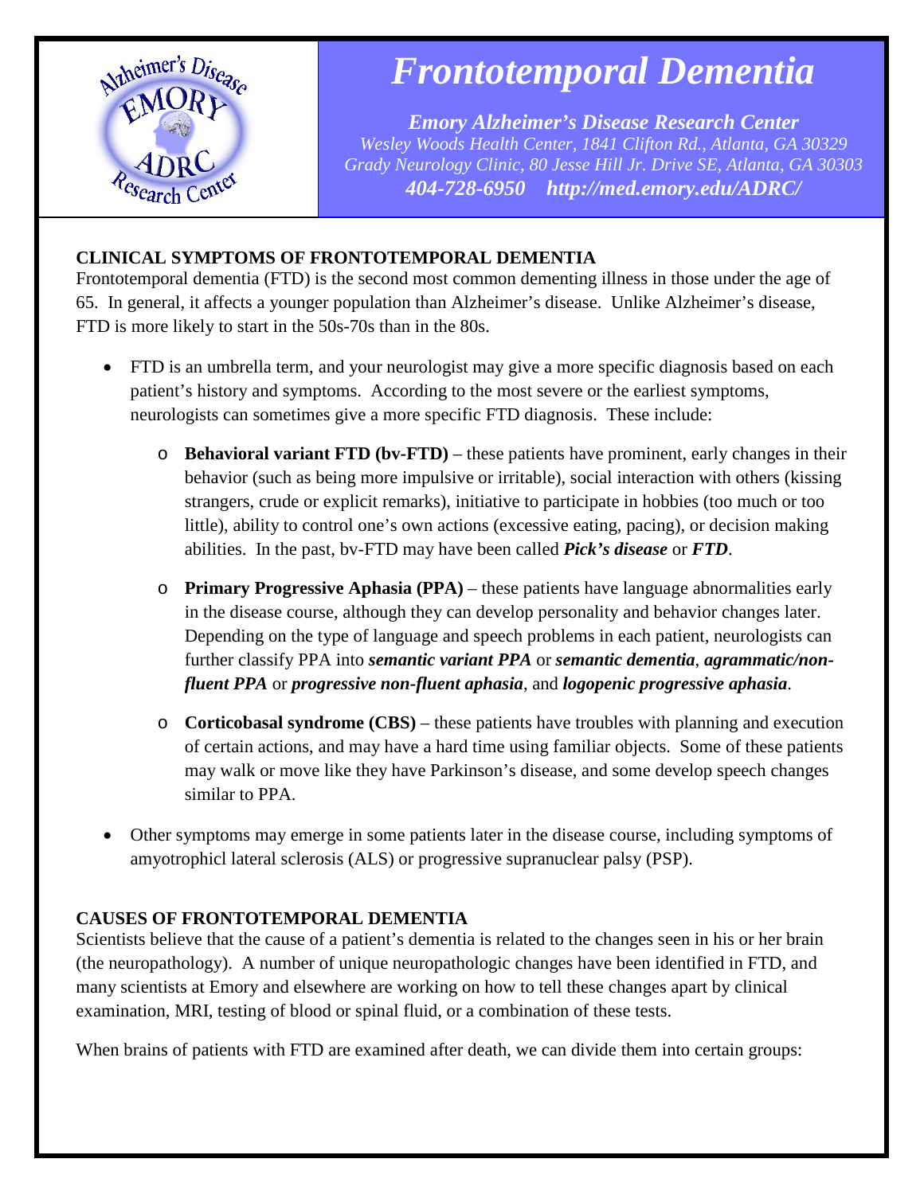# *Frontotemporal Dementia*

***Emory Alzheimer's Disease Research Center***
*Wesley Woods Health Center, 1841 Clifton Rd., Atlanta, GA 30329*
*Grady Neurology Clinic, 80 Jesse Hill Jr. Drive SE, Atlanta, GA 30303*
***404-728-6950 http://med.emory.edu/ADRC/***

## CLINICAL SYMPTOMS OF FRONTOTEMPORAL DEMENTIA

Frontotemporal dementia (FTD) is the second most common dementing illness in those under the age of 65. In general, it affects a younger population than Alzheimer's disease. Unlike Alzheimer's disease, FTD is more likely to start in the 50s-70s than in the 80s.

- FTD is an umbrella term, and your neurologist may give a more specific diagnosis based on each patient's history and symptoms. According to the most severe or the earliest symptoms, neurologists can sometimes give a more specific FTD diagnosis. These include:
    - **Behavioral variant FTD (bv-FTD)** – these patients have prominent, early changes in their behavior (such as being more impulsive or irritable), social interaction with others (kissing strangers, crude or explicit remarks), initiative to participate in hobbies (too much or too little), ability to control one's own actions (excessive eating, pacing), or decision making abilities. In the past, bv-FTD may have been called ***Pick's disease*** or ***FTD***.
    - **Primary Progressive Aphasia (PPA)** – these patients have language abnormalities early in the disease course, although they can develop personality and behavior changes later. Depending on the type of language and speech problems in each patient, neurologists can further classify PPA into ***semantic variant PPA*** or ***semantic dementia***, ***agrammatic/non-fluent PPA*** or ***progressive non-fluent aphasia***, and ***logopenic progressive aphasia***.
    - **Corticobasal syndrome (CBS)** – these patients have troubles with planning and execution of certain actions, and may have a hard time using familiar objects. Some of these patients may walk or move like they have Parkinson's disease, and some develop speech changes similar to PPA.
- Other symptoms may emerge in some patients later in the disease course, including symptoms of amyotrophicl lateral sclerosis (ALS) or progressive supranuclear palsy (PSP).

## CAUSES OF FRONTOTEMPORAL DEMENTIA

Scientists believe that the cause of a patient's dementia is related to the changes seen in his or her brain (the neuropathology). A number of unique neuropathologic changes have been identified in FTD, and many scientists at Emory and elsewhere are working on how to tell these changes apart by clinical examination, MRI, testing of blood or spinal fluid, or a combination of these tests.

When brains of patients with FTD are examined after death, we can divide them into certain groups: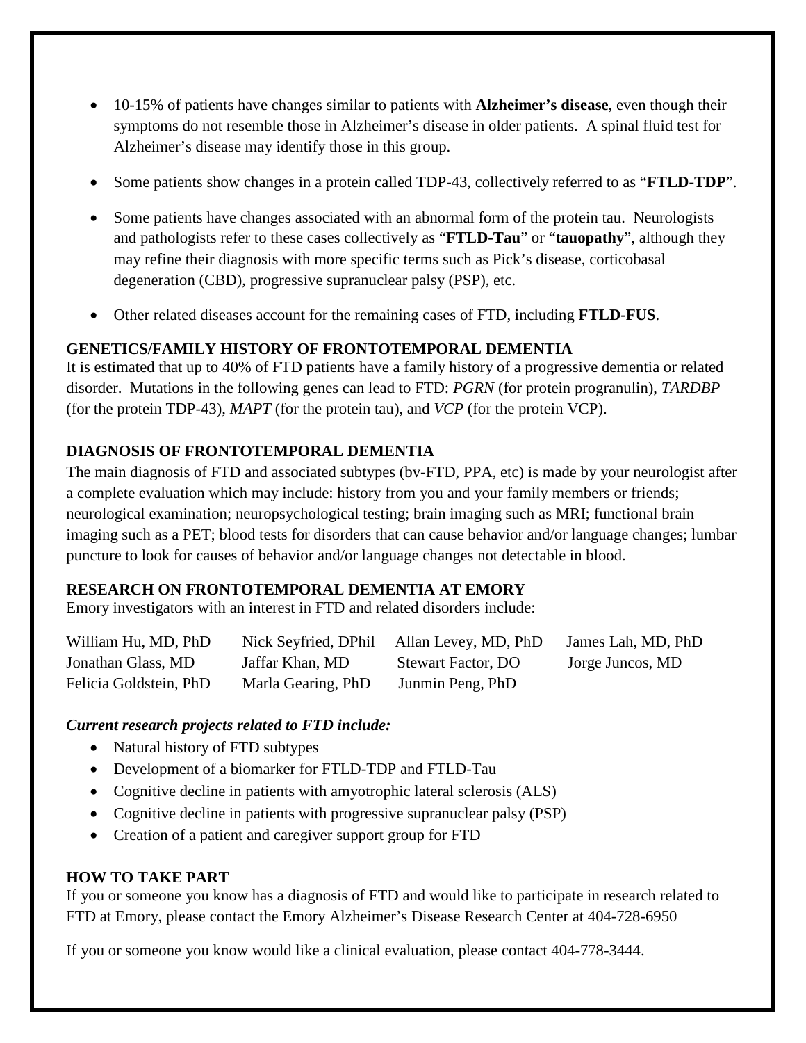- 10-15% of patients have changes similar to patients with **Alzheimer's disease**, even though their symptoms do not resemble those in Alzheimer's disease in older patients. A spinal fluid test for Alzheimer's disease may identify those in this group.
- Some patients show changes in a protein called TDP-43, collectively referred to as "**FTLD-TDP**".
- Some patients have changes associated with an abnormal form of the protein tau. Neurologists and pathologists refer to these cases collectively as "**FTLD-Tau**" or "**tauopathy**", although they may refine their diagnosis with more specific terms such as Pick's disease, corticobasal degeneration (CBD), progressive supranuclear palsy (PSP), etc.
- Other related diseases account for the remaining cases of FTD, including **FTLD-FUS**.

## GENETICS/FAMILY HISTORY OF FRONTOTEMPORAL DEMENTIA

It is estimated that up to 40% of FTD patients have a family history of a progressive dementia or related disorder. Mutations in the following genes can lead to FTD: *PGRN* (for protein progranulin), *TARDBP* (for the protein TDP-43), *MAPT* (for the protein tau), and *VCP* (for the protein VCP).

## DIAGNOSIS OF FRONTOTEMPORAL DEMENTIA

The main diagnosis of FTD and associated subtypes (bv-FTD, PPA, etc) is made by your neurologist after a complete evaluation which may include: history from you and your family members or friends; neurological examination; neuropsychological testing; brain imaging such as MRI; functional brain imaging such as a PET; blood tests for disorders that can cause behavior and/or language changes; lumbar puncture to look for causes of behavior and/or language changes not detectable in blood.

## RESEARCH ON FRONTOTEMPORAL DEMENTIA AT EMORY

Emory investigators with an interest in FTD and related disorders include:

| | | | |
|---|---|---|---|
| William Hu, MD, PhD | Nick Seyfried, DPhil | Allan Levey, MD, PhD | James Lah, MD, PhD |
| Jonathan Glass, MD | Jaffar Khan, MD | Stewart Factor, DO | Jorge Juncos, MD |
| Felicia Goldstein, PhD | Marla Gearing, PhD | Junmin Peng, PhD | |

***Current research projects related to FTD include:***

- Natural history of FTD subtypes
- Development of a biomarker for FTLD-TDP and FTLD-Tau
- Cognitive decline in patients with amyotrophic lateral sclerosis (ALS)
- Cognitive decline in patients with progressive supranuclear palsy (PSP)
- Creation of a patient and caregiver support group for FTD

## HOW TO TAKE PART

If you or someone you know has a diagnosis of FTD and would like to participate in research related to FTD at Emory, please contact the Emory Alzheimer's Disease Research Center at 404-728-6950

If you or someone you know would like a clinical evaluation, please contact 404-778-3444.